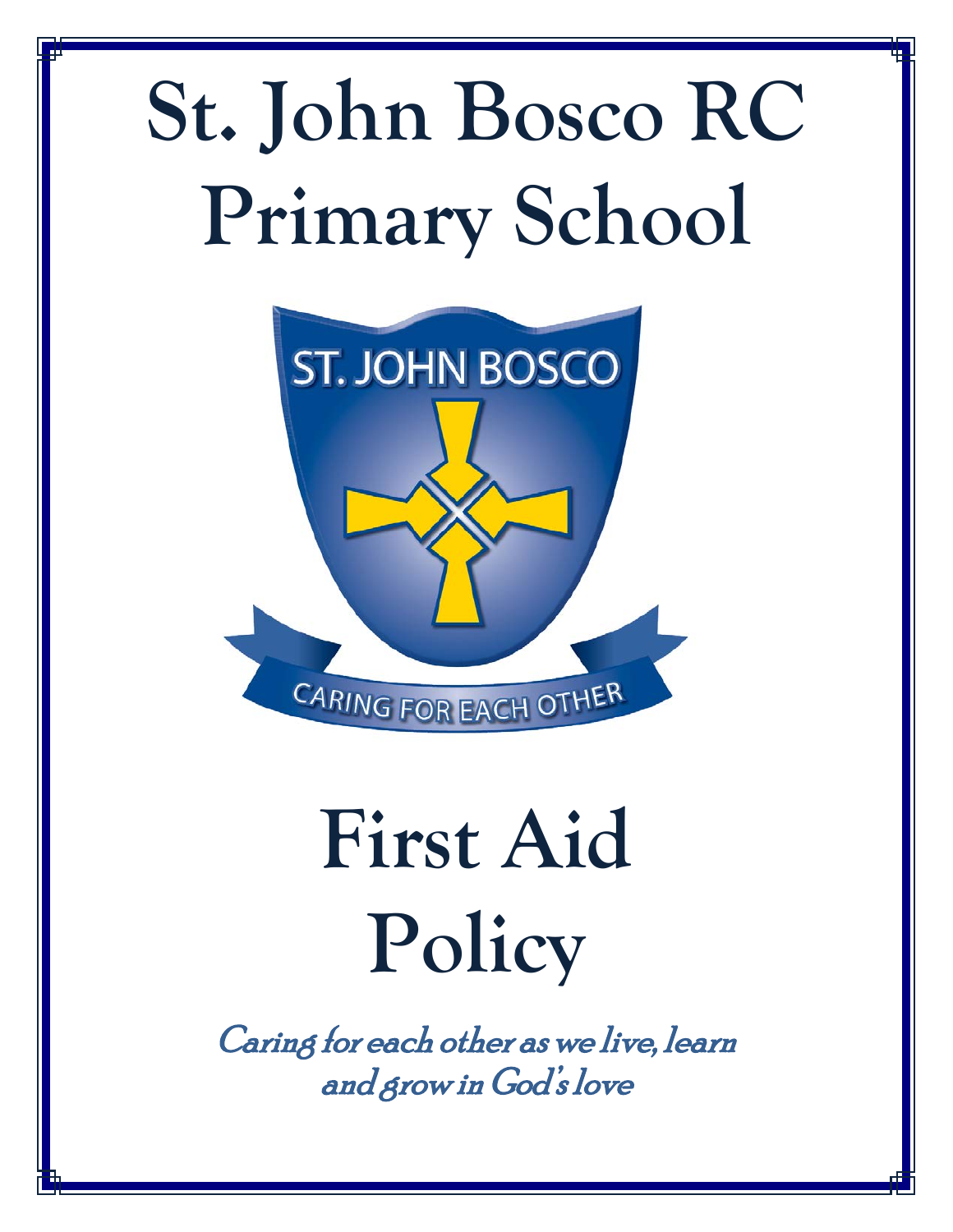# St. John Bosco RC Primary School

ST. JOHN BOSCO

CARING FOR EACH OTHER

# First Aid Policy

*Caring for each other as we live, learn and grow in God's love*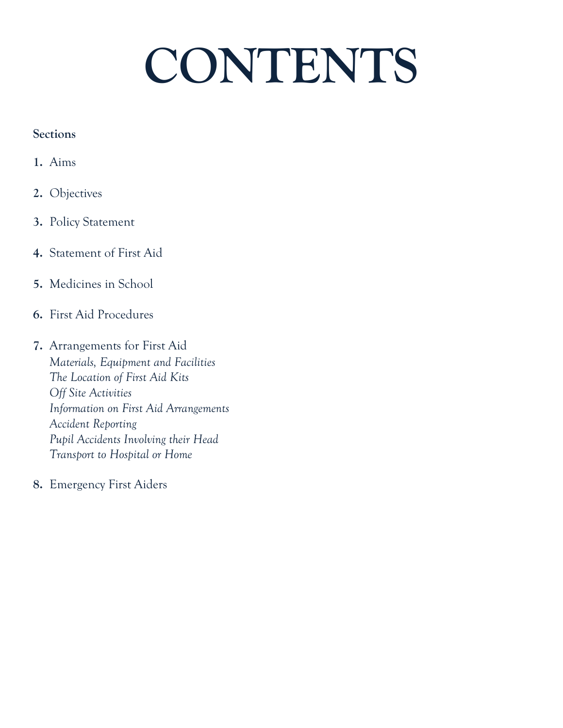# CONTENTS

**Sections**

1. Aims
2. Objectives
3. Policy Statement
4. Statement of First Aid
5. Medicines in School
6. First Aid Procedures
7. Arrangements for First Aid
   *Materials, Equipment and Facilities*
   *The Location of First Aid Kits*
   *Off Site Activities*
   *Information on First Aid Arrangements*
   *Accident Reporting*
   *Pupil Accidents Involving their Head*
   *Transport to Hospital or Home*
8. Emergency First Aiders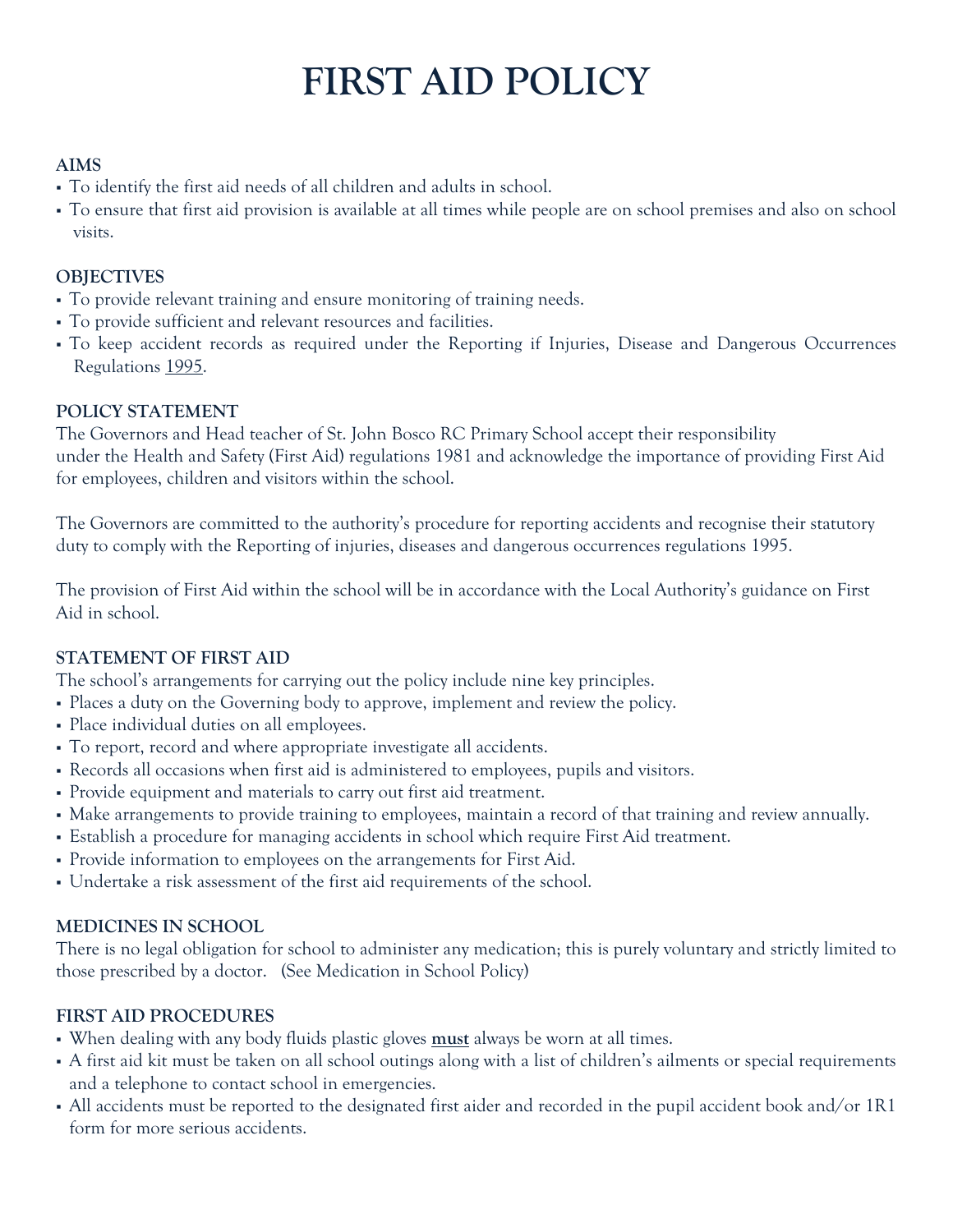# FIRST AID POLICY

**AIMS**

- To identify the first aid needs of all children and adults in school.
- To ensure that first aid provision is available at all times while people are on school premises and also on school visits.

**OBJECTIVES**

- To provide relevant training and ensure monitoring of training needs.
- To provide sufficient and relevant resources and facilities.
- To keep accident records as required under the Reporting if Injuries, Disease and Dangerous Occurrences Regulations 1995.

**POLICY STATEMENT**

The Governors and Head teacher of St. John Bosco RC Primary School accept their responsibility under the Health and Safety (First Aid) regulations 1981 and acknowledge the importance of providing First Aid for employees, children and visitors within the school.

The Governors are committed to the authority's procedure for reporting accidents and recognise their statutory duty to comply with the Reporting of injuries, diseases and dangerous occurrences regulations 1995.

The provision of First Aid within the school will be in accordance with the Local Authority's guidance on First Aid in school.

**STATEMENT OF FIRST AID**

The school's arrangements for carrying out the policy include nine key principles.

- Places a duty on the Governing body to approve, implement and review the policy.
- Place individual duties on all employees.
- To report, record and where appropriate investigate all accidents.
- Records all occasions when first aid is administered to employees, pupils and visitors.
- Provide equipment and materials to carry out first aid treatment.
- Make arrangements to provide training to employees, maintain a record of that training and review annually.
- Establish a procedure for managing accidents in school which require First Aid treatment.
- Provide information to employees on the arrangements for First Aid.
- Undertake a risk assessment of the first aid requirements of the school.

**MEDICINES IN SCHOOL**

There is no legal obligation for school to administer any medication; this is purely voluntary and strictly limited to those prescribed by a doctor. (See Medication in School Policy)

**FIRST AID PROCEDURES**

- When dealing with any body fluids plastic gloves **must** always be worn at all times.
- A first aid kit must be taken on all school outings along with a list of children's ailments or special requirements and a telephone to contact school in emergencies.
- All accidents must be reported to the designated first aider and recorded in the pupil accident book and/or 1R1 form for more serious accidents.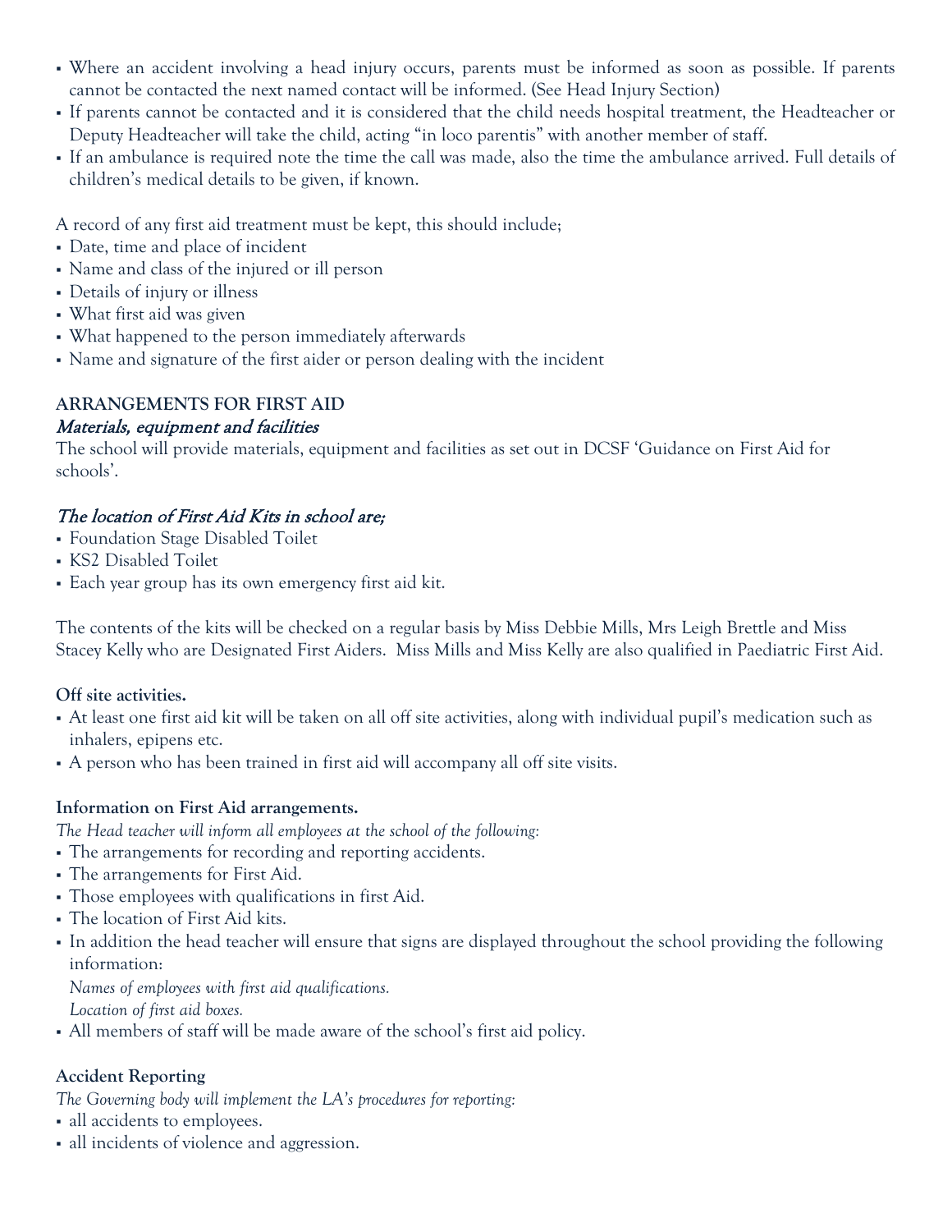- Where an accident involving a head injury occurs, parents must be informed as soon as possible. If parents cannot be contacted the next named contact will be informed. (See Head Injury Section)
- If parents cannot be contacted and it is considered that the child needs hospital treatment, the Headteacher or Deputy Headteacher will take the child, acting "in loco parentis" with another member of staff.
- If an ambulance is required note the time the call was made, also the time the ambulance arrived. Full details of children's medical details to be given, if known.

A record of any first aid treatment must be kept, this should include;

- Date, time and place of incident
- Name and class of the injured or ill person
- Details of injury or illness
- What first aid was given
- What happened to the person immediately afterwards
- Name and signature of the first aider or person dealing with the incident

**ARRANGEMENTS FOR FIRST AID**

*Materials, equipment and facilities*

The school will provide materials, equipment and facilities as set out in DCSF 'Guidance on First Aid for schools'.

*The location of First Aid Kits in school are;*

- Foundation Stage Disabled Toilet
- KS2 Disabled Toilet
- Each year group has its own emergency first aid kit.

The contents of the kits will be checked on a regular basis by Miss Debbie Mills, Mrs Leigh Brettle and Miss Stacey Kelly who are Designated First Aiders. Miss Mills and Miss Kelly are also qualified in Paediatric First Aid.

**Off site activities.**

- At least one first aid kit will be taken on all off site activities, along with individual pupil's medication such as inhalers, epipens etc.
- A person who has been trained in first aid will accompany all off site visits.

**Information on First Aid arrangements.**

*The Head teacher will inform all employees at the school of the following:*

- The arrangements for recording and reporting accidents.
- The arrangements for First Aid.
- Those employees with qualifications in first Aid.
- The location of First Aid kits.
- In addition the head teacher will ensure that signs are displayed throughout the school providing the following information:
  *Names of employees with first aid qualifications.*
  *Location of first aid boxes.*
- All members of staff will be made aware of the school's first aid policy.

**Accident Reporting**

*The Governing body will implement the LA's procedures for reporting:*

- all accidents to employees.
- all incidents of violence and aggression.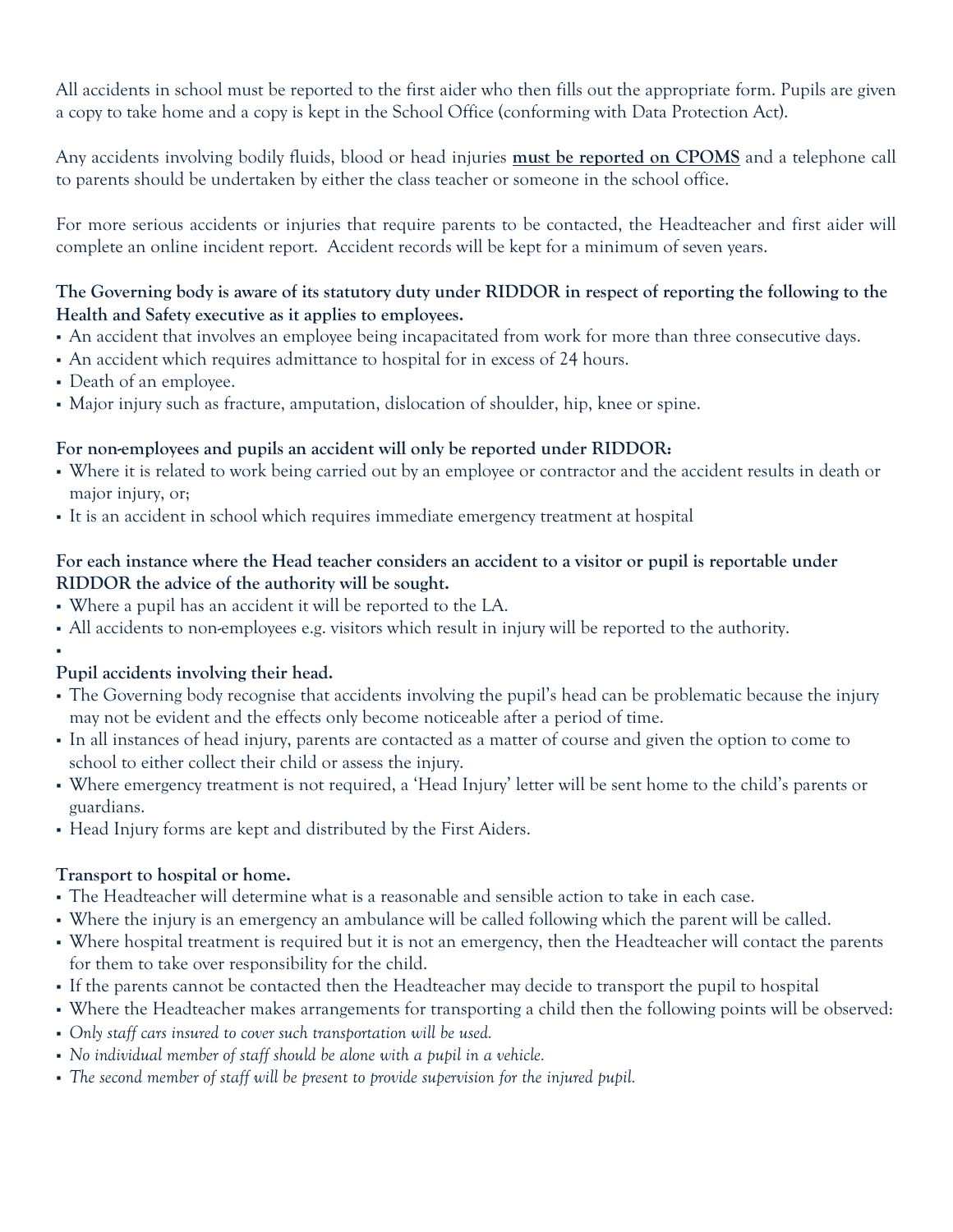All accidents in school must be reported to the first aider who then fills out the appropriate form. Pupils are given a copy to take home and a copy is kept in the School Office (conforming with Data Protection Act).

Any accidents involving bodily fluids, blood or head injuries **must be reported on CPOMS** and a telephone call to parents should be undertaken by either the class teacher or someone in the school office.

For more serious accidents or injuries that require parents to be contacted, the Headteacher and first aider will complete an online incident report. Accident records will be kept for a minimum of seven years.

**The Governing body is aware of its statutory duty under RIDDOR in respect of reporting the following to the Health and Safety executive as it applies to employees.**

- An accident that involves an employee being incapacitated from work for more than three consecutive days.
- An accident which requires admittance to hospital for in excess of 24 hours.
- Death of an employee.
- Major injury such as fracture, amputation, dislocation of shoulder, hip, knee or spine.

**For non-employees and pupils an accident will only be reported under RIDDOR:**

- Where it is related to work being carried out by an employee or contractor and the accident results in death or major injury, or;
- It is an accident in school which requires immediate emergency treatment at hospital

**For each instance where the Head teacher considers an accident to a visitor or pupil is reportable under RIDDOR the advice of the authority will be sought.**

- Where a pupil has an accident it will be reported to the LA.
- All accidents to non-employees e.g. visitors which result in injury will be reported to the authority.

**Pupil accidents involving their head.**

- The Governing body recognise that accidents involving the pupil's head can be problematic because the injury may not be evident and the effects only become noticeable after a period of time.
- In all instances of head injury, parents are contacted as a matter of course and given the option to come to school to either collect their child or assess the injury.
- Where emergency treatment is not required, a 'Head Injury' letter will be sent home to the child's parents or guardians.
- Head Injury forms are kept and distributed by the First Aiders.

**Transport to hospital or home.**

- The Headteacher will determine what is a reasonable and sensible action to take in each case.
- Where the injury is an emergency an ambulance will be called following which the parent will be called.
- Where hospital treatment is required but it is not an emergency, then the Headteacher will contact the parents for them to take over responsibility for the child.
- If the parents cannot be contacted then the Headteacher may decide to transport the pupil to hospital
- Where the Headteacher makes arrangements for transporting a child then the following points will be observed:
- *Only staff cars insured to cover such transportation will be used.*
- *No individual member of staff should be alone with a pupil in a vehicle.*
- *The second member of staff will be present to provide supervision for the injured pupil.*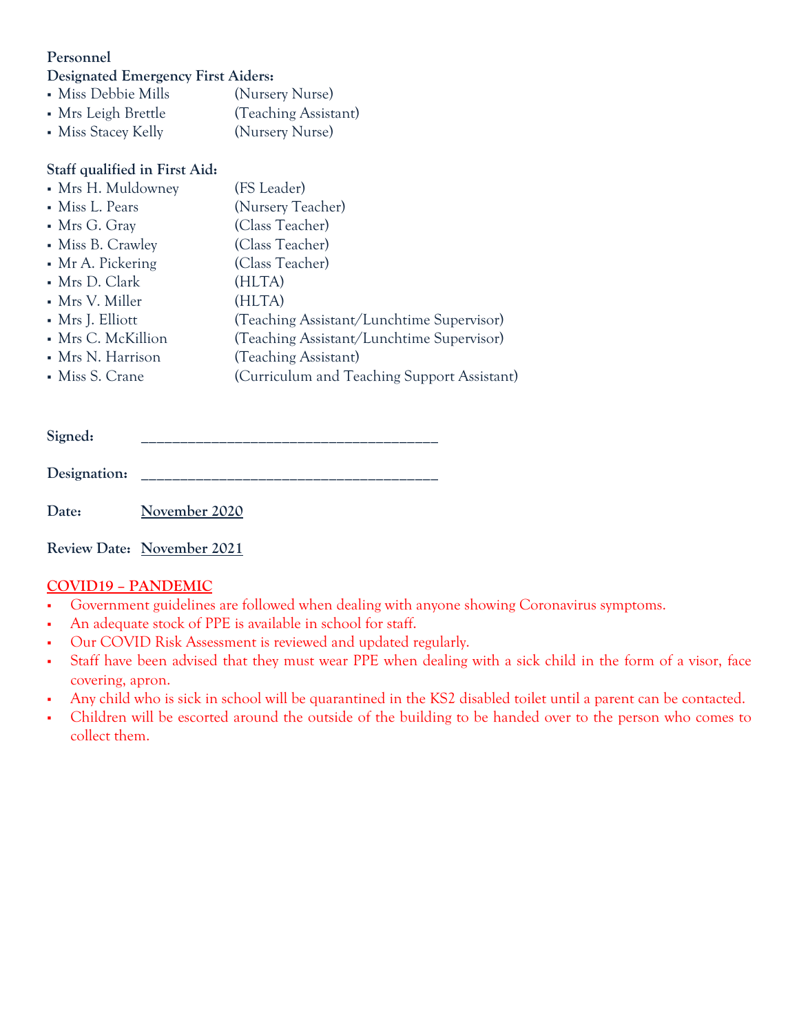**Personnel**

**Designated Emergency First Aiders:**

- Miss Debbie Mills (Nursery Nurse)
- Mrs Leigh Brettle (Teaching Assistant)
- Miss Stacey Kelly (Nursery Nurse)

**Staff qualified in First Aid:**

- Mrs H. Muldowney (FS Leader)
- Miss L. Pears (Nursery Teacher)
- Mrs G. Gray (Class Teacher)
- Miss B. Crawley (Class Teacher)
- Mr A. Pickering (Class Teacher)
- Mrs D. Clark (HLTA)
- Mrs V. Miller (HLTA)
- Mrs J. Elliott (Teaching Assistant/Lunchtime Supervisor)
- Mrs C. McKillion (Teaching Assistant/Lunchtime Supervisor)
- Mrs N. Harrison (Teaching Assistant)
- Miss S. Crane (Curriculum and Teaching Support Assistant)

**Signed:** ______________________________________

**Designation:** ______________________________________

**Date:** November 2020

**Review Date:** November 2021

**COVID19 – PANDEMIC**

- Government guidelines are followed when dealing with anyone showing Coronavirus symptoms.
- An adequate stock of PPE is available in school for staff.
- Our COVID Risk Assessment is reviewed and updated regularly.
- Staff have been advised that they must wear PPE when dealing with a sick child in the form of a visor, face covering, apron.
- Any child who is sick in school will be quarantined in the KS2 disabled toilet until a parent can be contacted.
- Children will be escorted around the outside of the building to be handed over to the person who comes to collect them.